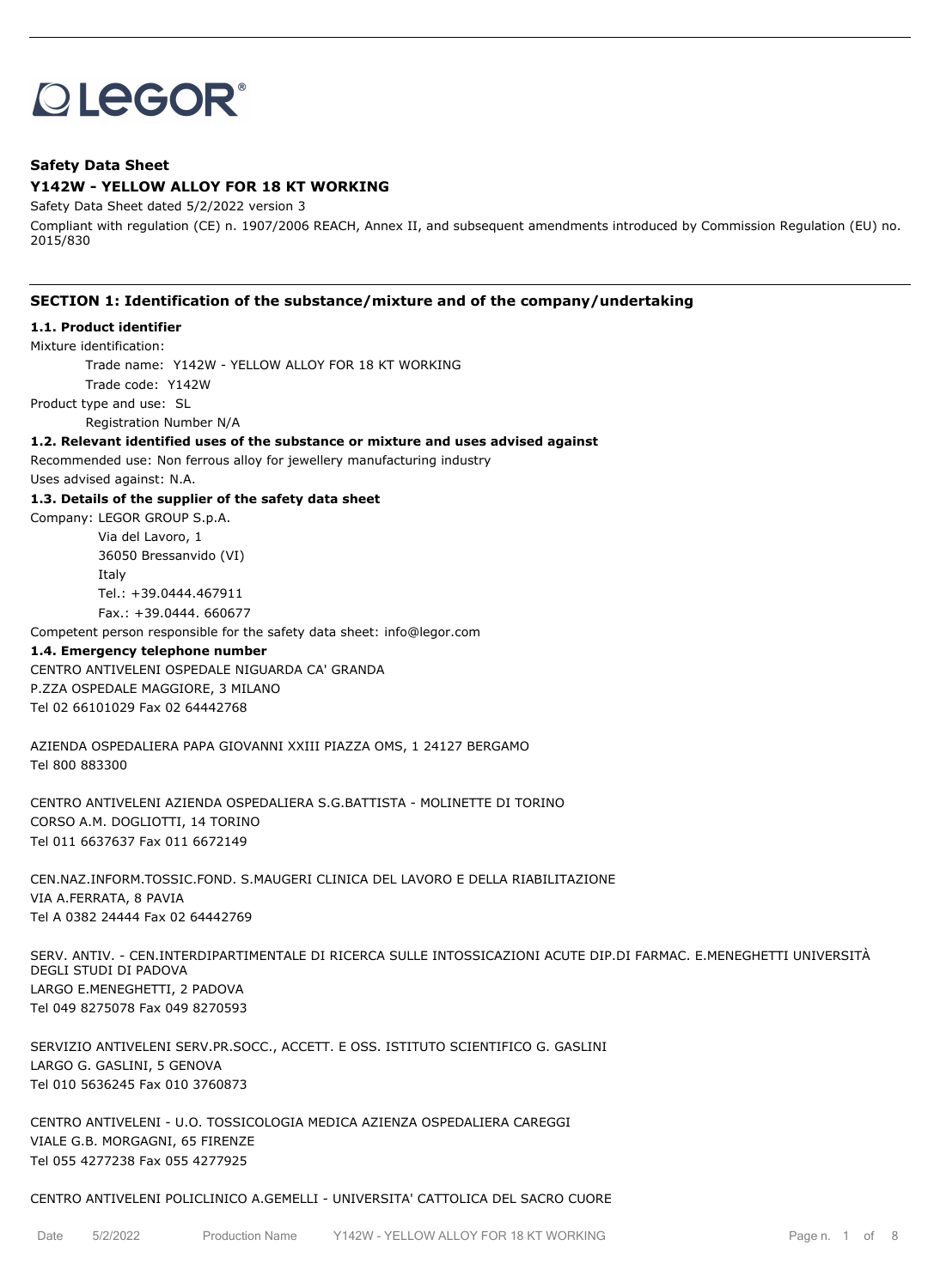**Safety Data Sheet**

**Y142W - YELLOW ALLOY FOR 18 KT WORKING**

Safety Data Sheet dated 5/2/2022 version 3

Compliant with regulation (CE) n. 1907/2006 REACH, Annex II, and subsequent amendments introduced by Commission Regulation (EU) no. 2015/830

## SECTION 1: Identification of the substance/mixture and of the company/undertaking

**1.1. Product identifier**

Mixture identification:

Trade name: Y142W - YELLOW ALLOY FOR 18 KT WORKING

Trade code: Y142W

Product type and use: SL

Registration Number N/A

**1.2. Relevant identified uses of the substance or mixture and uses advised against**

Recommended use: Non ferrous alloy for jewellery manufacturing industry

Uses advised against: N.A.

**1.3. Details of the supplier of the safety data sheet**

Company: LEGOR GROUP S.p.A.

Via del Lavoro, 1

36050 Bressanvido (VI)

Italy

Tel.: +39.0444.467911

Fax.: +39.0444. 660677

Competent person responsible for the safety data sheet: info@legor.com

**1.4. Emergency telephone number**

CENTRO ANTIVELENI OSPEDALE NIGUARDA CA' GRANDA
P.ZZA OSPEDALE MAGGIORE, 3 MILANO
Tel 02 66101029 Fax 02 64442768

AZIENDA OSPEDALIERA PAPA GIOVANNI XXIII PIAZZA OMS, 1 24127 BERGAMO
Tel 800 883300

CENTRO ANTIVELENI AZIENDA OSPEDALIERA S.G.BATTISTA - MOLINETTE DI TORINO
CORSO A.M. DOGLIOTTI, 14 TORINO
Tel 011 6637637 Fax 011 6672149

CEN.NAZ.INFORM.TOSSIC.FOND. S.MAUGERI CLINICA DEL LAVORO E DELLA RIABILITAZIONE
VIA A.FERRATA, 8 PAVIA
Tel A 0382 24444 Fax 02 64442769

SERV. ANTIV. - CEN.INTERDIPARTIMENTALE DI RICERCA SULLE INTOSSICAZIONI ACUTE DIP.DI FARMAC. E.MENEGHETTI UNIVERSITÀ DEGLI STUDI DI PADOVA
LARGO E.MENEGHETTI, 2 PADOVA
Tel 049 8275078 Fax 049 8270593

SERVIZIO ANTIVELENI SERV.PR.SOCC., ACCETT. E OSS. ISTITUTO SCIENTIFICO G. GASLINI
LARGO G. GASLINI, 5 GENOVA
Tel 010 5636245 Fax 010 3760873

CENTRO ANTIVELENI - U.O. TOSSICOLOGIA MEDICA AZIENZA OSPEDALIERA CAREGGI
VIALE G.B. MORGAGNI, 65 FIRENZE
Tel 055 4277238 Fax 055 4277925

CENTRO ANTIVELENI POLICLINICO A.GEMELLI - UNIVERSITA' CATTOLICA DEL SACRO CUORE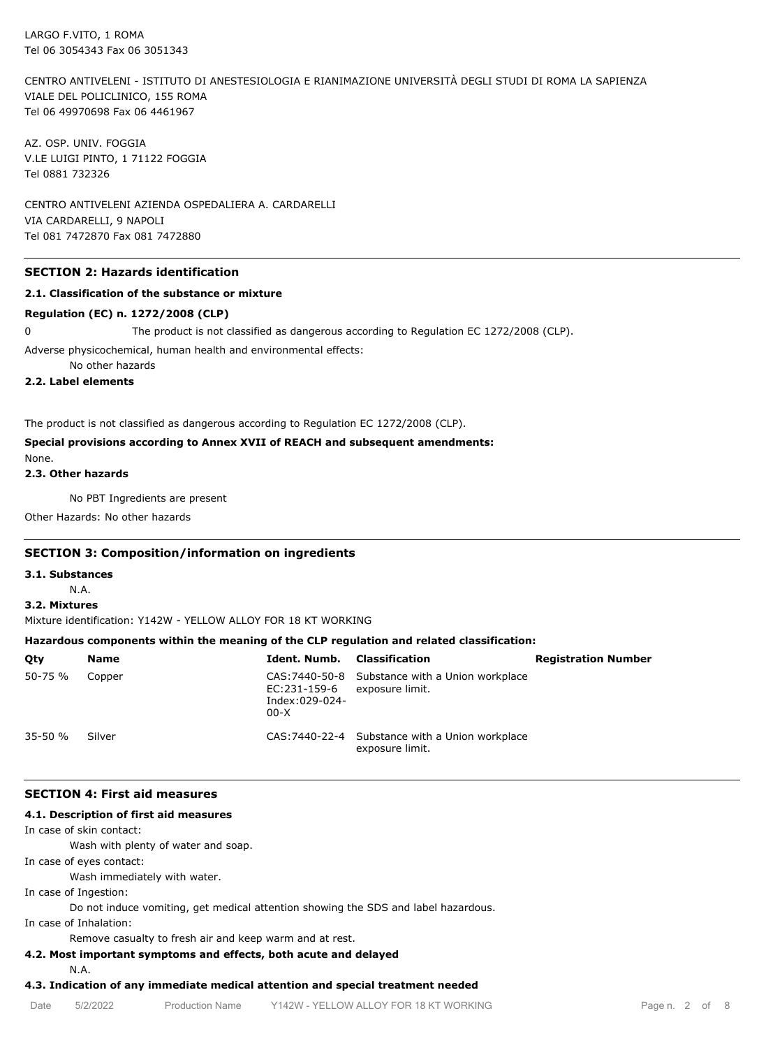LARGO F.VITO, 1 ROMA
Tel 06 3054343 Fax 06 3051343

CENTRO ANTIVELENI - ISTITUTO DI ANESTESIOLOGIA E RIANIMAZIONE UNIVERSITÀ DEGLI STUDI DI ROMA LA SAPIENZA
VIALE DEL POLICLINICO, 155 ROMA
Tel 06 49970698 Fax 06 4461967

AZ. OSP. UNIV. FOGGIA
V.LE LUIGI PINTO, 1 71122 FOGGIA
Tel 0881 732326

CENTRO ANTIVELENI AZIENDA OSPEDALIERA A. CARDARELLI
VIA CARDARELLI, 9 NAPOLI
Tel 081 7472870 Fax 081 7472880

## SECTION 2: Hazards identification

### 2.1. Classification of the substance or mixture

**Regulation (EC) n. 1272/2008 (CLP)**

0 The product is not classified as dangerous according to Regulation EC 1272/2008 (CLP).

Adverse physicochemical, human health and environmental effects:

No other hazards

### 2.2. Label elements

The product is not classified as dangerous according to Regulation EC 1272/2008 (CLP).

**Special provisions according to Annex XVII of REACH and subsequent amendments:**

None.

### 2.3. Other hazards

No PBT Ingredients are present

Other Hazards: No other hazards

## SECTION 3: Composition/information on ingredients

### 3.1. Substances

N.A.

### 3.2. Mixtures

Mixture identification: Y142W - YELLOW ALLOY FOR 18 KT WORKING

**Hazardous components within the meaning of the CLP regulation and related classification:**

| Qty | Name | Ident. Numb. | Classification | Registration Number |
|---|---|---|---|---|
| 50-75 % | Copper | CAS:7440-50-8 EC:231-159-6 Index:029-024-00-X | Substance with a Union workplace exposure limit. | |
| 35-50 % | Silver | CAS:7440-22-4 | Substance with a Union workplace exposure limit. | |

## SECTION 4: First aid measures

### 4.1. Description of first aid measures

In case of skin contact:

Wash with plenty of water and soap.

In case of eyes contact:

Wash immediately with water.

In case of Ingestion:

Do not induce vomiting, get medical attention showing the SDS and label hazardous.

In case of Inhalation:

Remove casualty to fresh air and keep warm and at rest.

### 4.2. Most important symptoms and effects, both acute and delayed

N.A.

### 4.3. Indication of any immediate medical attention and special treatment needed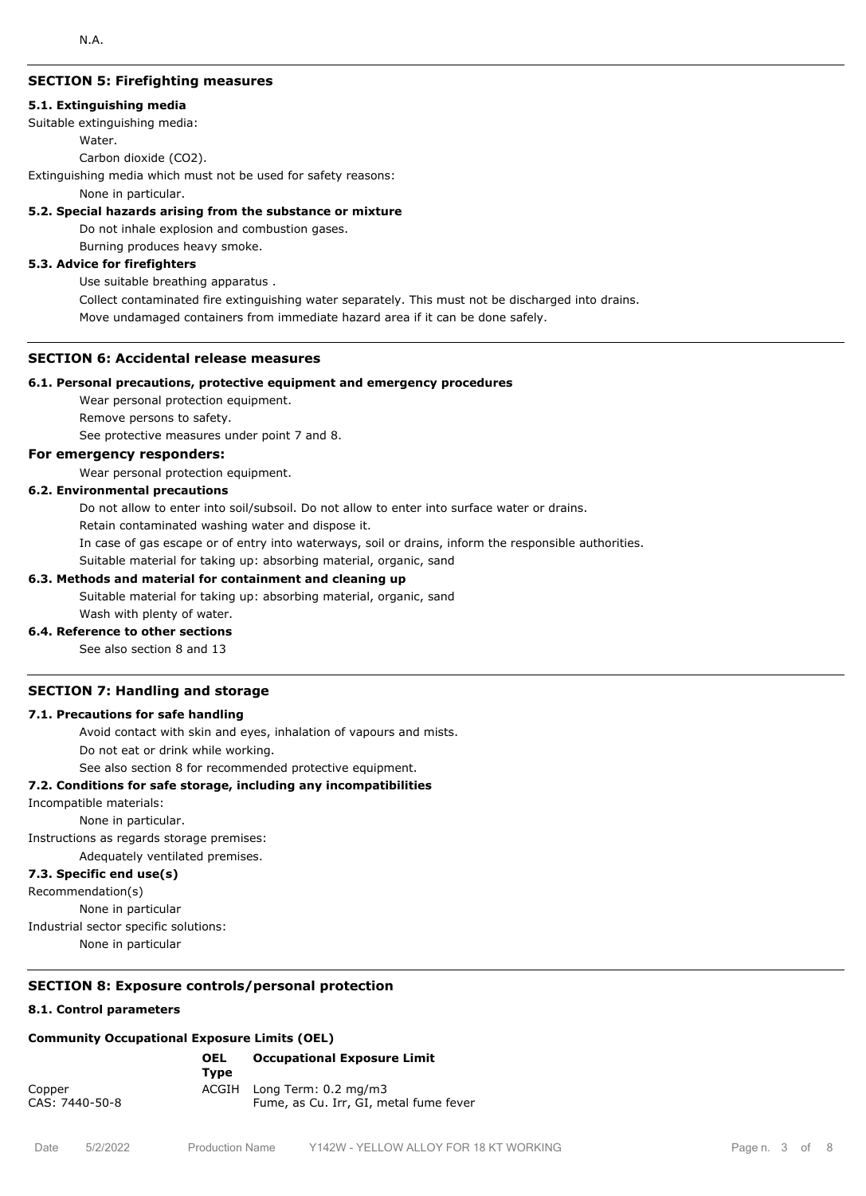N.A.

## SECTION 5: Firefighting measures

### 5.1. Extinguishing media

Suitable extinguishing media:

Water.

Carbon dioxide ($CO_2$).

Extinguishing media which must not be used for safety reasons:

None in particular.

### 5.2. Special hazards arising from the substance or mixture

Do not inhale explosion and combustion gases.

Burning produces heavy smoke.

### 5.3. Advice for firefighters

Use suitable breathing apparatus .

Collect contaminated fire extinguishing water separately. This must not be discharged into drains.

Move undamaged containers from immediate hazard area if it can be done safely.

## SECTION 6: Accidental release measures

### 6.1. Personal precautions, protective equipment and emergency procedures

Wear personal protection equipment.

Remove persons to safety.

See protective measures under point 7 and 8.

### For emergency responders:

Wear personal protection equipment.

### 6.2. Environmental precautions

Do not allow to enter into soil/subsoil. Do not allow to enter into surface water or drains.

Retain contaminated washing water and dispose it.

In case of gas escape or of entry into waterways, soil or drains, inform the responsible authorities.

Suitable material for taking up: absorbing material, organic, sand

### 6.3. Methods and material for containment and cleaning up

Suitable material for taking up: absorbing material, organic, sand

Wash with plenty of water.

### 6.4. Reference to other sections

See also section 8 and 13

## SECTION 7: Handling and storage

### 7.1. Precautions for safe handling

Avoid contact with skin and eyes, inhalation of vapours and mists.

Do not eat or drink while working.

See also section 8 for recommended protective equipment.

### 7.2. Conditions for safe storage, including any incompatibilities

Incompatible materials:

None in particular.

Instructions as regards storage premises:

Adequately ventilated premises.

### 7.3. Specific end use(s)

Recommendation(s)

None in particular

Industrial sector specific solutions:

None in particular

## SECTION 8: Exposure controls/personal protection

### 8.1. Control parameters

**Community Occupational Exposure Limits (OEL)**

| | OEL Type | Occupational Exposure Limit |
|---|---|---|
| Copper<br>CAS: 7440-50-8 | ACGIH | Long Term: 0.2 mg/m3<br>Fume, as Cu. Irr, GI, metal fume fever |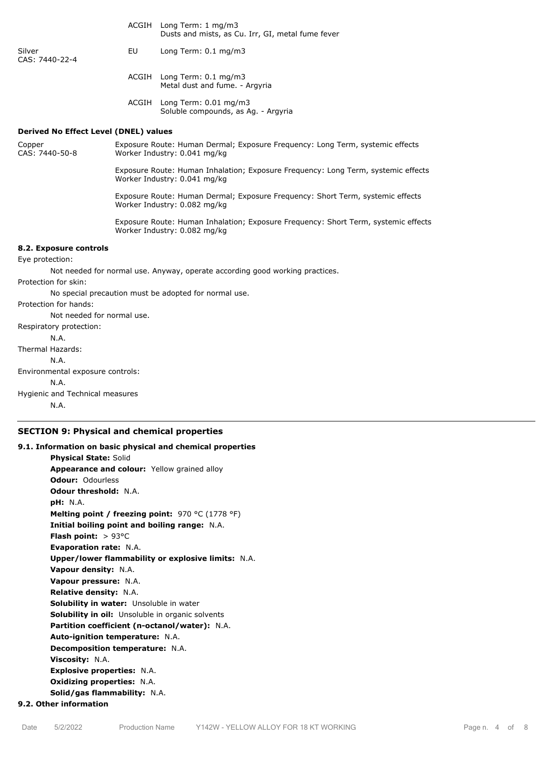| | | |
|---|---|---|
| | ACGIH | Long Term: 1 mg/m3<br>Dusts and mists, as Cu. Irr, GI, metal fume fever |
| Silver<br>CAS: 7440-22-4 | EU | Long Term: 0.1 mg/m3 |
| | ACGIH | Long Term: 0.1 mg/m3<br>Metal dust and fume. - Argyria |
| | ACGIH | Long Term: 0.01 mg/m3<br>Soluble compounds, as Ag. - Argyria |

**Derived No Effect Level (DNEL) values**

| | |
|---|---|
| Copper<br>CAS: 7440-50-8 | Exposure Route: Human Dermal; Exposure Frequency: Long Term, systemic effects<br>Worker Industry: 0.041 mg/kg |
| | Exposure Route: Human Inhalation; Exposure Frequency: Long Term, systemic effects<br>Worker Industry: 0.041 mg/kg |
| | Exposure Route: Human Dermal; Exposure Frequency: Short Term, systemic effects<br>Worker Industry: 0.082 mg/kg |
| | Exposure Route: Human Inhalation; Exposure Frequency: Short Term, systemic effects<br>Worker Industry: 0.082 mg/kg |

**8.2. Exposure controls**

Eye protection:

Not needed for normal use. Anyway, operate according good working practices.

Protection for skin:

No special precaution must be adopted for normal use.

Protection for hands:

Not needed for normal use.

Respiratory protection:

N.A.

Thermal Hazards:

N.A.

Environmental exposure controls:

N.A.

Hygienic and Technical measures

N.A.

## SECTION 9: Physical and chemical properties

**9.1. Information on basic physical and chemical properties**

**Physical State:** Solid
**Appearance and colour:** Yellow grained alloy
**Odour:** Odourless
**Odour threshold:** N.A.
**pH:** N.A.
**Melting point / freezing point:** 970 °C (1778 °F)
**Initial boiling point and boiling range:** N.A.
**Flash point:** > 93°C
**Evaporation rate:** N.A.
**Upper/lower flammability or explosive limits:** N.A.
**Vapour density:** N.A.
**Vapour pressure:** N.A.
**Relative density:** N.A.
**Solubility in water:** Unsoluble in water
**Solubility in oil:** Unsoluble in organic solvents
**Partition coefficient (n-octanol/water):** N.A.
**Auto-ignition temperature:** N.A.
**Decomposition temperature:** N.A.
**Viscosity:** N.A.
**Explosive properties:** N.A.
**Oxidizing properties:** N.A.
**Solid/gas flammability:** N.A.

**9.2. Other information**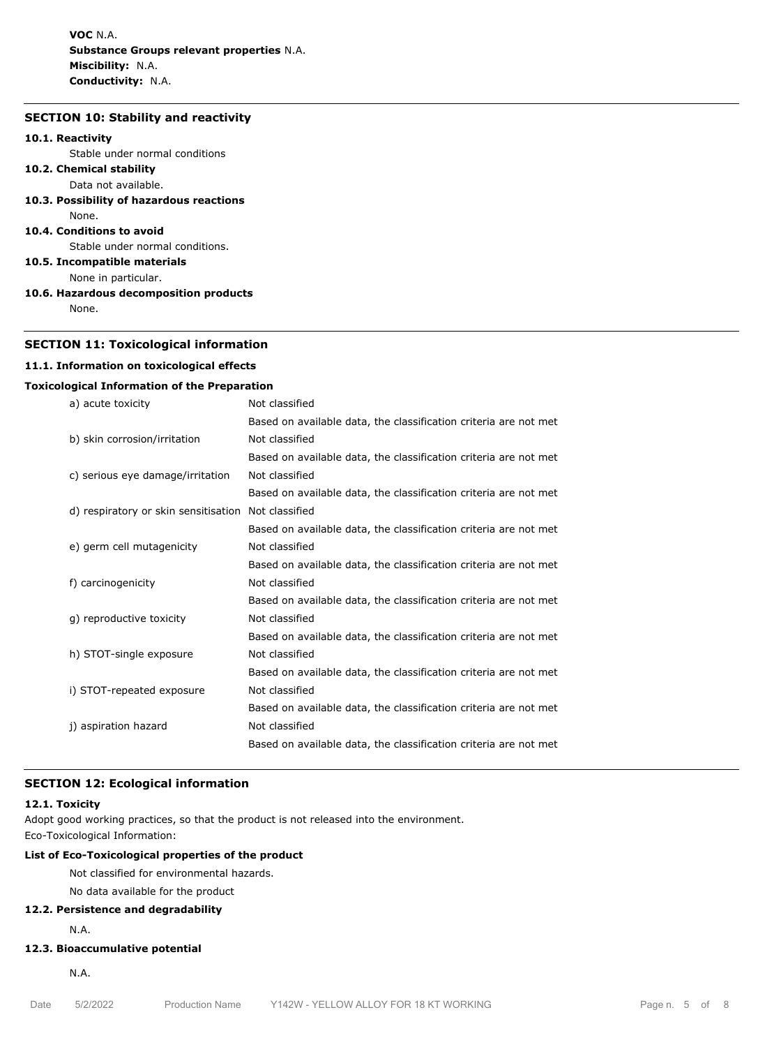**VOC** N.A.
**Substance Groups relevant properties** N.A.
**Miscibility:** N.A.
**Conductivity:** N.A.

## SECTION 10: Stability and reactivity

**10.1. Reactivity**

Stable under normal conditions

**10.2. Chemical stability**

Data not available.

**10.3. Possibility of hazardous reactions**

None.

**10.4. Conditions to avoid**

Stable under normal conditions.

**10.5. Incompatible materials**

None in particular.

**10.6. Hazardous decomposition products**

None.

## SECTION 11: Toxicological information

**11.1. Information on toxicological effects**

**Toxicological Information of the Preparation**

| | |
|---|---|
| a) acute toxicity | Not classified |
| | Based on available data, the classification criteria are not met |
| b) skin corrosion/irritation | Not classified |
| | Based on available data, the classification criteria are not met |
| c) serious eye damage/irritation | Not classified |
| | Based on available data, the classification criteria are not met |
| d) respiratory or skin sensitisation | Not classified |
| | Based on available data, the classification criteria are not met |
| e) germ cell mutagenicity | Not classified |
| | Based on available data, the classification criteria are not met |
| f) carcinogenicity | Not classified |
| | Based on available data, the classification criteria are not met |
| g) reproductive toxicity | Not classified |
| | Based on available data, the classification criteria are not met |
| h) STOT-single exposure | Not classified |
| | Based on available data, the classification criteria are not met |
| i) STOT-repeated exposure | Not classified |
| | Based on available data, the classification criteria are not met |
| j) aspiration hazard | Not classified |
| | Based on available data, the classification criteria are not met |

## SECTION 12: Ecological information

**12.1. Toxicity**

Adopt good working practices, so that the product is not released into the environment.
Eco-Toxicological Information:

**List of Eco-Toxicological properties of the product**

Not classified for environmental hazards.

No data available for the product

**12.2. Persistence and degradability**

N.A.

**12.3. Bioaccumulative potential**

N.A.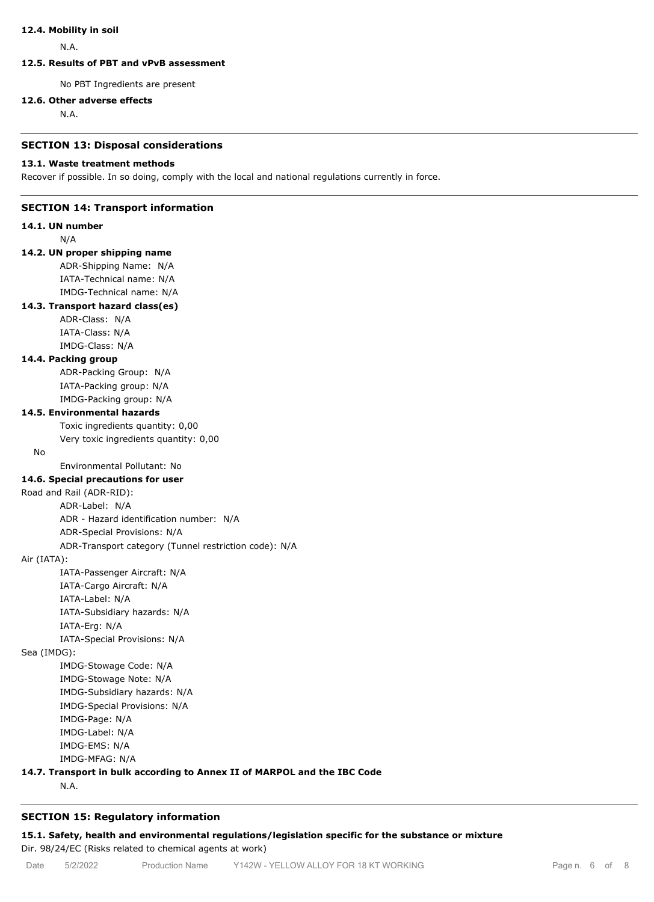#### 12.4. Mobility in soil

N.A.

#### 12.5. Results of PBT and vPvB assessment

No PBT Ingredients are present

#### 12.6. Other adverse effects

N.A.

## SECTION 13: Disposal considerations

#### 13.1. Waste treatment methods

Recover if possible. In so doing, comply with the local and national regulations currently in force.

## SECTION 14: Transport information

#### 14.1. UN number

N/A

#### 14.2. UN proper shipping name

ADR-Shipping Name: N/A
IATA-Technical name: N/A
IMDG-Technical name: N/A

#### 14.3. Transport hazard class(es)

ADR-Class: N/A
IATA-Class: N/A
IMDG-Class: N/A

#### 14.4. Packing group

ADR-Packing Group: N/A
IATA-Packing group: N/A
IMDG-Packing group: N/A

#### 14.5. Environmental hazards

Toxic ingredients quantity: 0,00
Very toxic ingredients quantity: 0,00

No

Environmental Pollutant: No

#### 14.6. Special precautions for user

Road and Rail (ADR-RID):

ADR-Label: N/A
ADR - Hazard identification number: N/A
ADR-Special Provisions: N/A
ADR-Transport category (Tunnel restriction code): N/A

Air (IATA):

IATA-Passenger Aircraft: N/A
IATA-Cargo Aircraft: N/A
IATA-Label: N/A
IATA-Subsidiary hazards: N/A
IATA-Erg: N/A
IATA-Special Provisions: N/A

Sea (IMDG):

IMDG-Stowage Code: N/A
IMDG-Stowage Note: N/A
IMDG-Subsidiary hazards: N/A
IMDG-Special Provisions: N/A
IMDG-Page: N/A
IMDG-Label: N/A
IMDG-EMS: N/A
IMDG-MFAG: N/A

#### 14.7. Transport in bulk according to Annex II of MARPOL and the IBC Code

N.A.

## SECTION 15: Regulatory information

#### 15.1. Safety, health and environmental regulations/legislation specific for the substance or mixture

Dir. 98/24/EC (Risks related to chemical agents at work)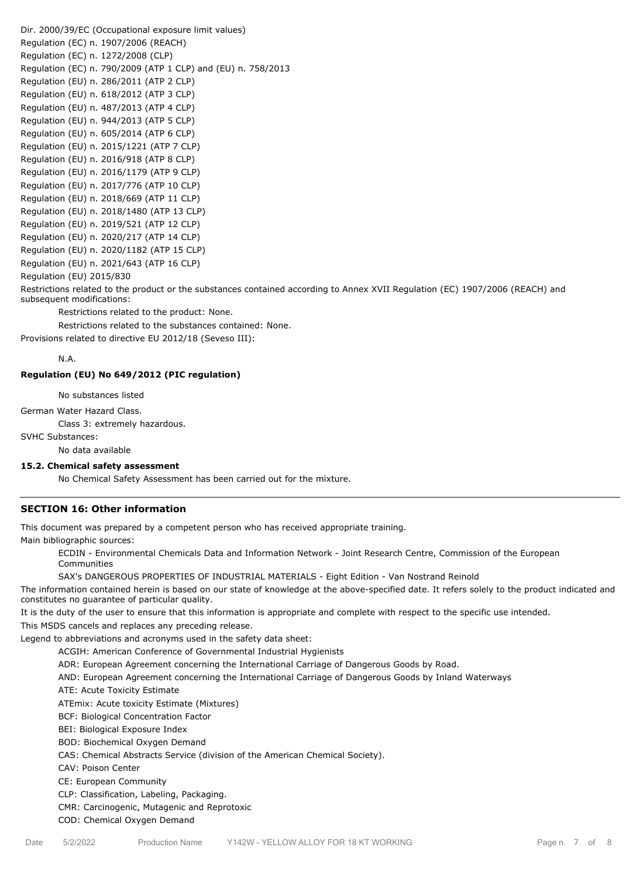Dir. 2000/39/EC (Occupational exposure limit values)
Regulation (EC) n. 1907/2006 (REACH)
Regulation (EC) n. 1272/2008 (CLP)
Regulation (EC) n. 790/2009 (ATP 1 CLP) and (EU) n. 758/2013
Regulation (EU) n. 286/2011 (ATP 2 CLP)
Regulation (EU) n. 618/2012 (ATP 3 CLP)
Regulation (EU) n. 487/2013 (ATP 4 CLP)
Regulation (EU) n. 944/2013 (ATP 5 CLP)
Regulation (EU) n. 605/2014 (ATP 6 CLP)
Regulation (EU) n. 2015/1221 (ATP 7 CLP)
Regulation (EU) n. 2016/918 (ATP 8 CLP)
Regulation (EU) n. 2016/1179 (ATP 9 CLP)
Regulation (EU) n. 2017/776 (ATP 10 CLP)
Regulation (EU) n. 2018/669 (ATP 11 CLP)
Regulation (EU) n. 2018/1480 (ATP 13 CLP)
Regulation (EU) n. 2019/521 (ATP 12 CLP)
Regulation (EU) n. 2020/217 (ATP 14 CLP)
Regulation (EU) n. 2020/1182 (ATP 15 CLP)
Regulation (EU) n. 2021/643 (ATP 16 CLP)
Regulation (EU) 2015/830

Restrictions related to the product or the substances contained according to Annex XVII Regulation (EC) 1907/2006 (REACH) and subsequent modifications:

Restrictions related to the product: None.

Restrictions related to the substances contained: None.

Provisions related to directive EU 2012/18 (Seveso III):

N.A.

**Regulation (EU) No 649/2012 (PIC regulation)**

No substances listed

German Water Hazard Class.

Class 3: extremely hazardous.

SVHC Substances:

No data available

**15.2. Chemical safety assessment**

No Chemical Safety Assessment has been carried out for the mixture.

## SECTION 16: Other information

This document was prepared by a competent person who has received appropriate training.

Main bibliographic sources:

ECDIN - Environmental Chemicals Data and Information Network - Joint Research Centre, Commission of the European Communities

SAX's DANGEROUS PROPERTIES OF INDUSTRIAL MATERIALS - Eight Edition - Van Nostrand Reinold

The information contained herein is based on our state of knowledge at the above-specified date. It refers solely to the product indicated and constitutes no guarantee of particular quality.

It is the duty of the user to ensure that this information is appropriate and complete with respect to the specific use intended.

This MSDS cancels and replaces any preceding release.

Legend to abbreviations and acronyms used in the safety data sheet:

ACGIH: American Conference of Governmental Industrial Hygienists

ADR: European Agreement concerning the International Carriage of Dangerous Goods by Road.

AND: European Agreement concerning the International Carriage of Dangerous Goods by Inland Waterways

ATE: Acute Toxicity Estimate

ATEmix: Acute toxicity Estimate (Mixtures)

BCF: Biological Concentration Factor

BEI: Biological Exposure Index

BOD: Biochemical Oxygen Demand

CAS: Chemical Abstracts Service (division of the American Chemical Society).

CAV: Poison Center

CE: European Community

CLP: Classification, Labeling, Packaging.

CMR: Carcinogenic, Mutagenic and Reprotoxic

COD: Chemical Oxygen Demand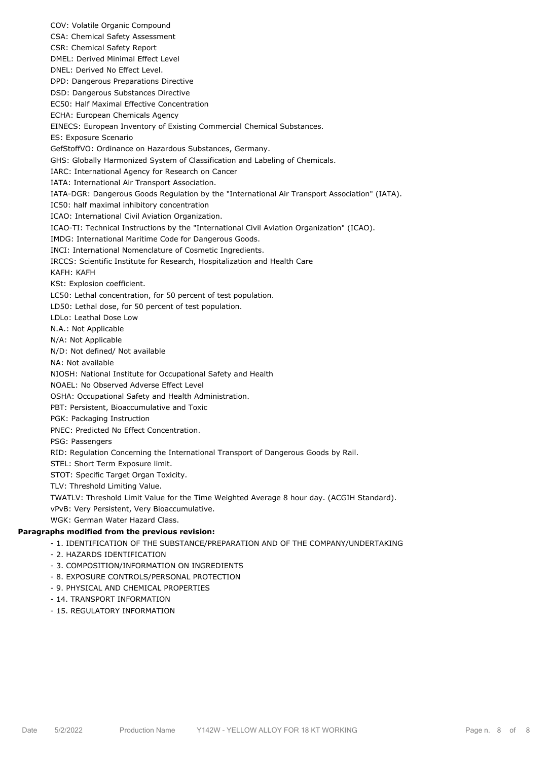COV: Volatile Organic Compound

CSA: Chemical Safety Assessment

CSR: Chemical Safety Report

DMEL: Derived Minimal Effect Level

DNEL: Derived No Effect Level.

DPD: Dangerous Preparations Directive

DSD: Dangerous Substances Directive

EC50: Half Maximal Effective Concentration

ECHA: European Chemicals Agency

EINECS: European Inventory of Existing Commercial Chemical Substances.

ES: Exposure Scenario

GefStoffVO: Ordinance on Hazardous Substances, Germany.

GHS: Globally Harmonized System of Classification and Labeling of Chemicals.

IARC: International Agency for Research on Cancer

IATA: International Air Transport Association.

IATA-DGR: Dangerous Goods Regulation by the "International Air Transport Association" (IATA).

IC50: half maximal inhibitory concentration

ICAO: International Civil Aviation Organization.

ICAO-TI: Technical Instructions by the "International Civil Aviation Organization" (ICAO).

IMDG: International Maritime Code for Dangerous Goods.

INCI: International Nomenclature of Cosmetic Ingredients.

IRCCS: Scientific Institute for Research, Hospitalization and Health Care

KAFH: KAFH

KSt: Explosion coefficient.

LC50: Lethal concentration, for 50 percent of test population.

LD50: Lethal dose, for 50 percent of test population.

LDLo: Leathal Dose Low

N.A.: Not Applicable

N/A: Not Applicable

N/D: Not defined/ Not available

NA: Not available

NIOSH: National Institute for Occupational Safety and Health

NOAEL: No Observed Adverse Effect Level

OSHA: Occupational Safety and Health Administration.

PBT: Persistent, Bioaccumulative and Toxic

PGK: Packaging Instruction

PNEC: Predicted No Effect Concentration.

PSG: Passengers

RID: Regulation Concerning the International Transport of Dangerous Goods by Rail.

STEL: Short Term Exposure limit.

STOT: Specific Target Organ Toxicity.

TLV: Threshold Limiting Value.

TWATLV: Threshold Limit Value for the Time Weighted Average 8 hour day. (ACGIH Standard).

vPvB: Very Persistent, Very Bioaccumulative.

WGK: German Water Hazard Class.

**Paragraphs modified from the previous revision:**

- 1. IDENTIFICATION OF THE SUBSTANCE/PREPARATION AND OF THE COMPANY/UNDERTAKING
- 2. HAZARDS IDENTIFICATION
- 3. COMPOSITION/INFORMATION ON INGREDIENTS
- 8. EXPOSURE CONTROLS/PERSONAL PROTECTION
- 9. PHYSICAL AND CHEMICAL PROPERTIES
- 14. TRANSPORT INFORMATION
- 15. REGULATORY INFORMATION